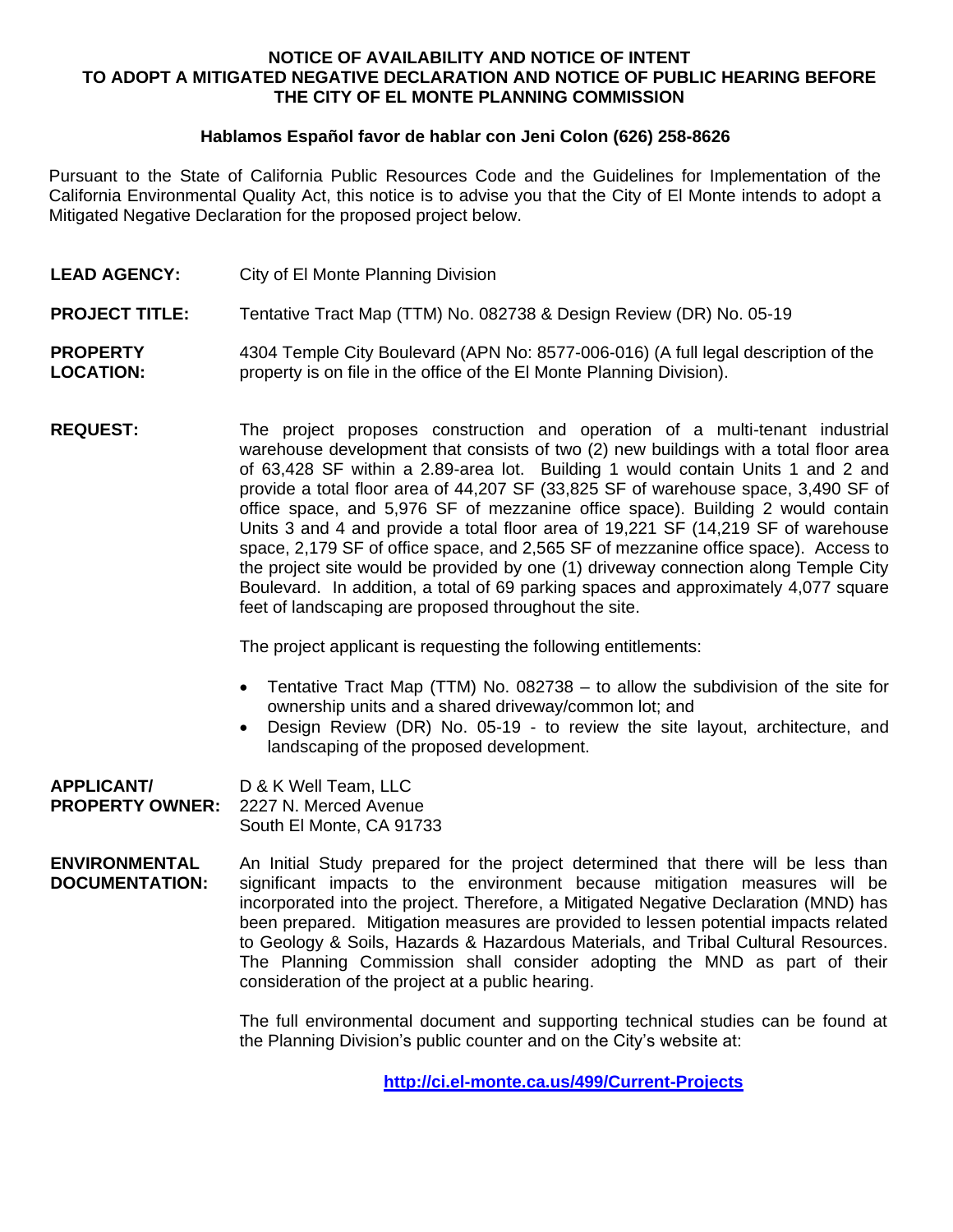# NOTICE OF AVAILABILITY AND NOTICE OF INTENT TO ADOPT A MITIGATED NEGATIVE DECLARATION AND NOTICE OF PUBLIC HEARING BEFORE THE CITY OF EL MONTE PLANNING COMMISSION

**Hablamos Español favor de hablar con Jeni Colon (626) 258-8626**

Pursuant to the State of California Public Resources Code and the Guidelines for Implementation of the California Environmental Quality Act, this notice is to advise you that the City of El Monte intends to adopt a Mitigated Negative Declaration for the proposed project below.

**LEAD AGENCY:** City of El Monte Planning Division

**PROJECT TITLE:** Tentative Tract Map (TTM) No. 082738 & Design Review (DR) No. 05-19

**PROPERTY LOCATION:** 4304 Temple City Boulevard (APN No: 8577-006-016) (A full legal description of the property is on file in the office of the El Monte Planning Division).

**REQUEST:** The project proposes construction and operation of a multi-tenant industrial warehouse development that consists of two (2) new buildings with a total floor area of 63,428 SF within a 2.89-area lot. Building 1 would contain Units 1 and 2 and provide a total floor area of 44,207 SF (33,825 SF of warehouse space, 3,490 SF of office space, and 5,976 SF of mezzanine office space). Building 2 would contain Units 3 and 4 and provide a total floor area of 19,221 SF (14,219 SF of warehouse space, 2,179 SF of office space, and 2,565 SF of mezzanine office space). Access to the project site would be provided by one (1) driveway connection along Temple City Boulevard. In addition, a total of 69 parking spaces and approximately 4,077 square feet of landscaping are proposed throughout the site.

The project applicant is requesting the following entitlements:

- Tentative Tract Map (TTM) No. 082738 – to allow the subdivision of the site for ownership units and a shared driveway/common lot; and
- Design Review (DR) No. 05-19 - to review the site layout, architecture, and landscaping of the proposed development.

**APPLICANT/ PROPERTY OWNER:** D & K Well Team, LLC
2227 N. Merced Avenue
South El Monte, CA 91733

**ENVIRONMENTAL DOCUMENTATION:** An Initial Study prepared for the project determined that there will be less than significant impacts to the environment because mitigation measures will be incorporated into the project. Therefore, a Mitigated Negative Declaration (MND) has been prepared. Mitigation measures are provided to lessen potential impacts related to Geology & Soils, Hazards & Hazardous Materials, and Tribal Cultural Resources. The Planning Commission shall consider adopting the MND as part of their consideration of the project at a public hearing.

The full environmental document and supporting technical studies can be found at the Planning Division's public counter and on the City's website at:

**http://ci.el-monte.ca.us/499/Current-Projects**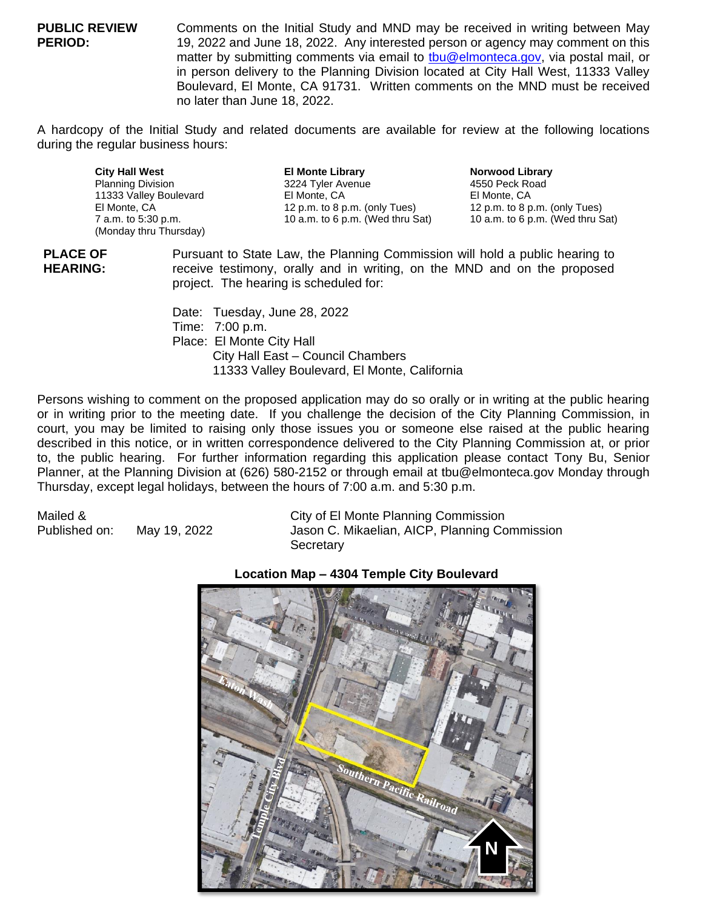**PUBLIC REVIEW PERIOD:** Comments on the Initial Study and MND may be received in writing between May 19, 2022 and June 18, 2022. Any interested person or agency may comment on this matter by submitting comments via email to tbu@elmonteca.gov, via postal mail, or in person delivery to the Planning Division located at City Hall West, 11333 Valley Boulevard, El Monte, CA 91731. Written comments on the MND must be received no later than June 18, 2022.

A hardcopy of the Initial Study and related documents are available for review at the following locations during the regular business hours:

| City Hall West | El Monte Library | Norwood Library |
|---|---|---|
| Planning Division | 3224 Tyler Avenue | 4550 Peck Road |
| 11333 Valley Boulevard | El Monte, CA | El Monte, CA |
| El Monte, CA | 12 p.m. to 8 p.m. (only Tues) | 12 p.m. to 8 p.m. (only Tues) |
| 7 a.m. to 5:30 p.m. | 10 a.m. to 6 p.m. (Wed thru Sat) | 10 a.m. to 6 p.m. (Wed thru Sat) |
| (Monday thru Thursday) | | |

**PLACE OF HEARING:** Pursuant to State Law, the Planning Commission will hold a public hearing to receive testimony, orally and in writing, on the MND and on the proposed project. The hearing is scheduled for:

Date: Tuesday, June 28, 2022
Time: 7:00 p.m.
Place: El Monte City Hall
City Hall East – Council Chambers
11333 Valley Boulevard, El Monte, California

Persons wishing to comment on the proposed application may do so orally or in writing at the public hearing or in writing prior to the meeting date. If you challenge the decision of the City Planning Commission, in court, you may be limited to raising only those issues you or someone else raised at the public hearing described in this notice, or in written correspondence delivered to the City Planning Commission at, or prior to, the public hearing. For further information regarding this application please contact Tony Bu, Senior Planner, at the Planning Division at (626) 580-2152 or through email at tbu@elmonteca.gov Monday through Thursday, except legal holidays, between the hours of 7:00 a.m. and 5:30 p.m.

Mailed &
Published on: May 19, 2022

City of El Monte Planning Commission
Jason C. Mikaelian, AICP, Planning Commission Secretary

**Location Map – 4304 Temple City Boulevard**

Eaton Wash
Temple City Blvd
Southern Pacific Railroad
N